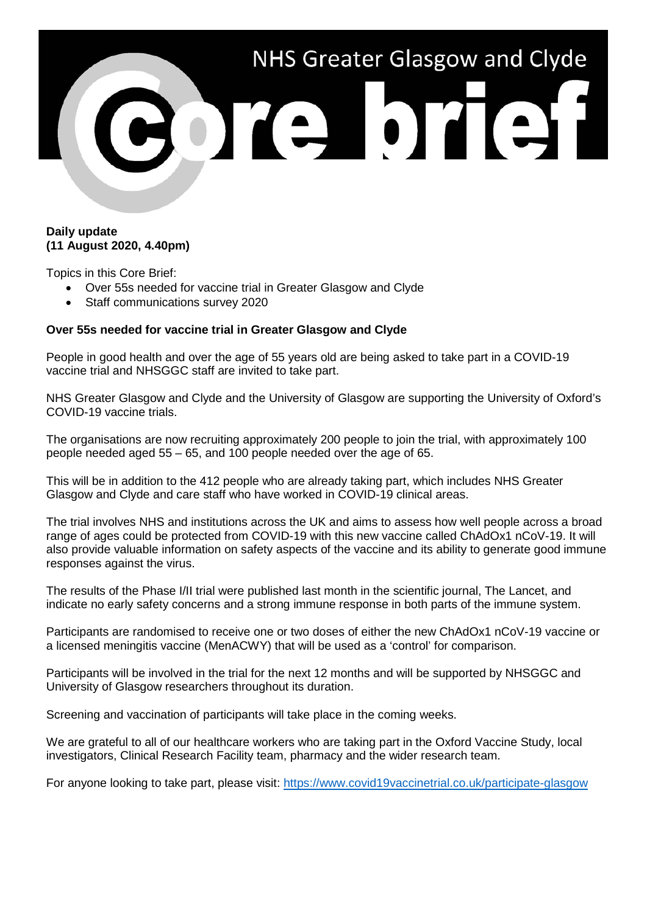# NHS Greater Glasgow and Clyde

# Core brief

**Daily update**
**(11 August 2020, 4.40pm)**

Topics in this Core Brief:

- Over 55s needed for vaccine trial in Greater Glasgow and Clyde
- Staff communications survey 2020

**Over 55s needed for vaccine trial in Greater Glasgow and Clyde**

People in good health and over the age of 55 years old are being asked to take part in a COVID-19 vaccine trial and NHSGGC staff are invited to take part.

NHS Greater Glasgow and Clyde and the University of Glasgow are supporting the University of Oxford's COVID-19 vaccine trials.

The organisations are now recruiting approximately 200 people to join the trial, with approximately 100 people needed aged 55 – 65, and 100 people needed over the age of 65.

This will be in addition to the 412 people who are already taking part, which includes NHS Greater Glasgow and Clyde and care staff who have worked in COVID-19 clinical areas.

The trial involves NHS and institutions across the UK and aims to assess how well people across a broad range of ages could be protected from COVID-19 with this new vaccine called ChAdOx1 nCoV-19. It will also provide valuable information on safety aspects of the vaccine and its ability to generate good immune responses against the virus.

The results of the Phase I/II trial were published last month in the scientific journal, The Lancet, and indicate no early safety concerns and a strong immune response in both parts of the immune system.

Participants are randomised to receive one or two doses of either the new ChAdOx1 nCoV-19 vaccine or a licensed meningitis vaccine (MenACWY) that will be used as a 'control' for comparison.

Participants will be involved in the trial for the next 12 months and will be supported by NHSGGC and University of Glasgow researchers throughout its duration.

Screening and vaccination of participants will take place in the coming weeks.

We are grateful to all of our healthcare workers who are taking part in the Oxford Vaccine Study, local investigators, Clinical Research Facility team, pharmacy and the wider research team.

For anyone looking to take part, please visit: https://www.covid19vaccinetrial.co.uk/participate-glasgow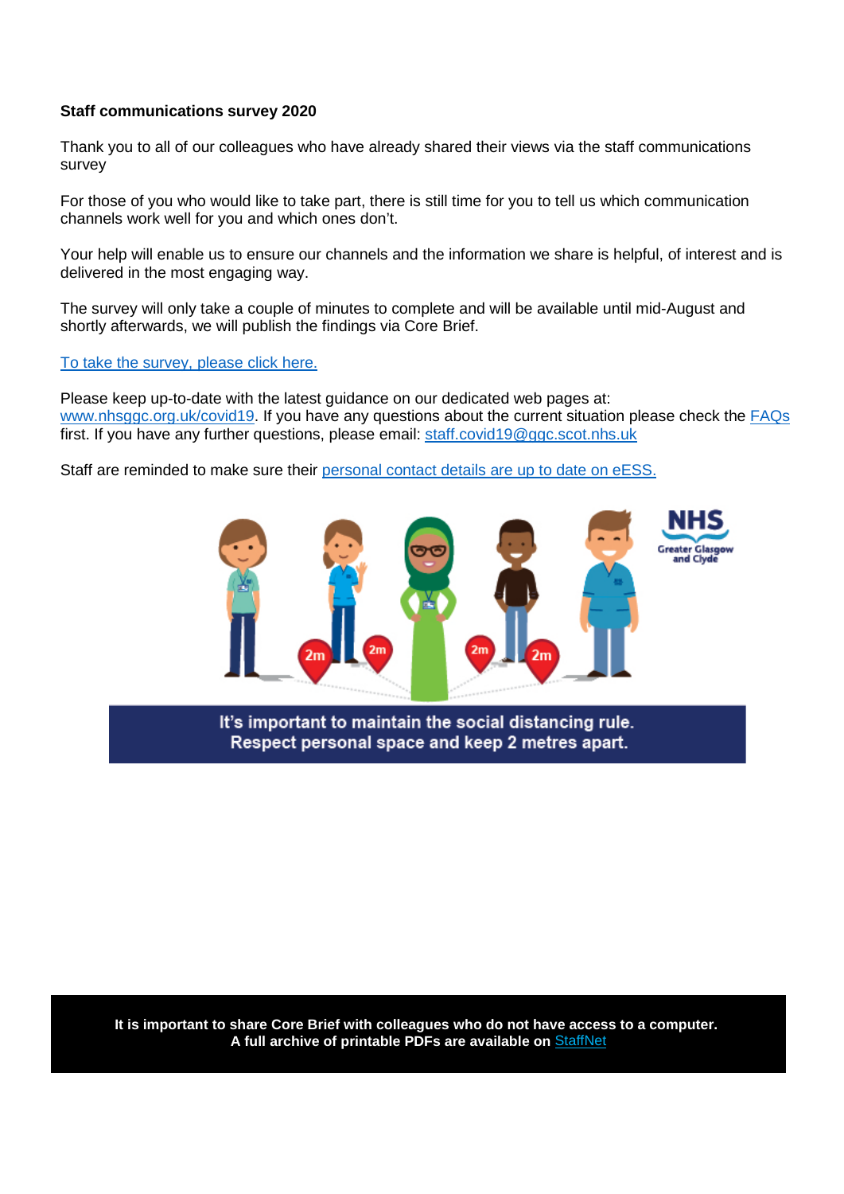**Staff communications survey 2020**

Thank you to all of our colleagues who have already shared their views via the staff communications survey

For those of you who would like to take part, there is still time for you to tell us which communication channels work well for you and which ones don't.

Your help will enable us to ensure our channels and the information we share is helpful, of interest and is delivered in the most engaging way.

The survey will only take a couple of minutes to complete and will be available until mid-August and shortly afterwards, we will publish the findings via Core Brief.

To take the survey, please click here.

Please keep up-to-date with the latest guidance on our dedicated web pages at: www.nhsggc.org.uk/covid19. If you have any questions about the current situation please check the FAQs first. If you have any further questions, please email: staff.covid19@ggc.scot.nhs.uk

Staff are reminded to make sure their personal contact details are up to date on eESS.

2m

2m

2m

2m

NHS Greater Glasgow and Clyde

It's important to maintain the social distancing rule.
Respect personal space and keep 2 metres apart.

**It is important to share Core Brief with colleagues who do not have access to a computer.**
**A full archive of printable PDFs are available on** StaffNet